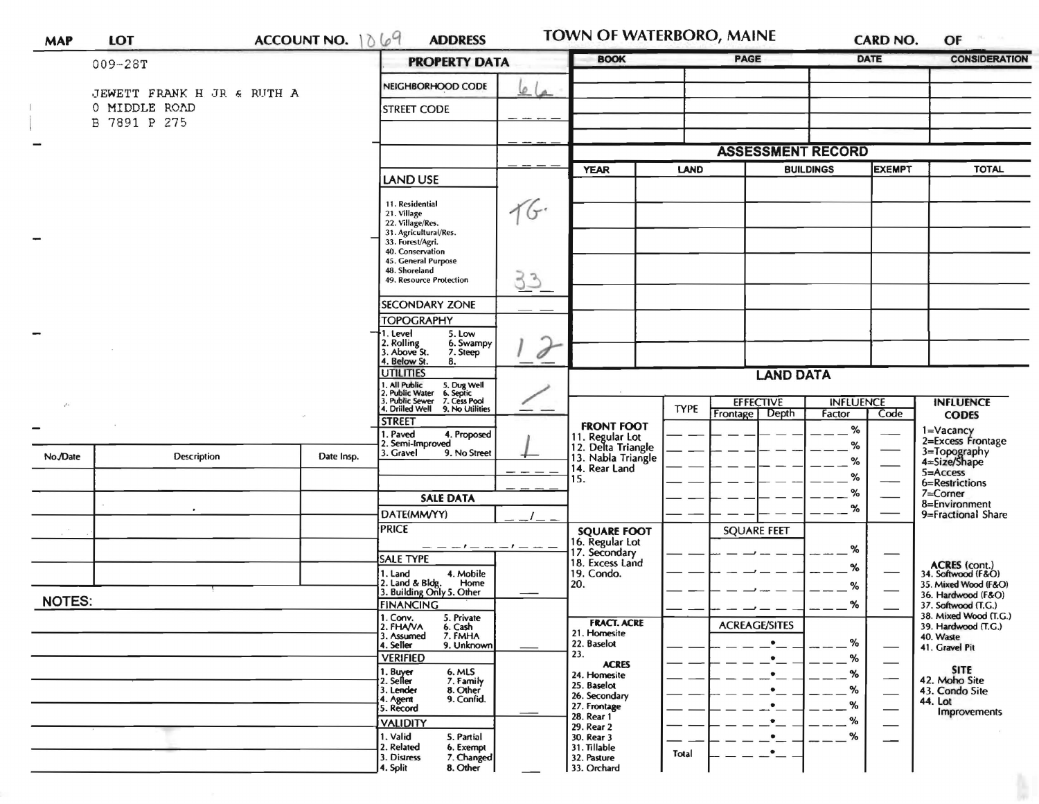MAP | LOT | ACCOUNT NO. 1069 | ADDRESS | TOWN OF WATERBORO, MAINE | CARD NO. | OF

009-28T

JEWETT FRANK H JR & RUTH A
0 MIDDLE ROAD
B 7891 P 275

## PROPERTY DATA

| | |
|---|---|
| NEIGHBORHOOD CODE | 66 |
| STREET CODE | |
| LAND USE<br>11. Residential<br>21. Village<br>22. Village/Res.<br>31. Agricultural/Res.<br>33. Forest/Agri.<br>40. Conservation<br>45. General Purpose<br>48. Shoreland<br>49. Resource Protection | TG.<br>33 |
| SECONDARY ZONE | |
| TOPOGRAPHY<br>1. Level 5. Low<br>2. Rolling 6. Swampy<br>3. Above St. 7. Steep<br>4. Below St. 8. | 1 2 |
| UTILITIES<br>1. All Public 5. Dug Well<br>2. Public Water 6. Septic<br>3. Public Sewer 7. Cess Pool<br>4. Drilled Well 9. No Utilities | / |
| STREET<br>1. Paved 4. Proposed<br>2. Semi-Improved<br>3. Gravel 9. No Street | 1 |

## SALE DATA

| | |
|---|---|
| DATE(MM/YY) | |
| PRICE | |
| SALE TYPE<br>1. Land 4. Mobile Home<br>2. Land & Bldg.<br>3. Building Only 5. Other | |
| FINANCING<br>1. Conv. 5. Private<br>2. FHA/VA 6. Cash<br>3. Assumed 7. FMHA<br>4. Seller 9. Unknown | |
| VERIFIED<br>1. Buyer 6. MLS<br>2. Seller 7. Family<br>3. Lender 8. Other<br>4. Agent 9. Confid.<br>5. Record | |
| VALIDITY<br>1. Valid 5. Partial<br>2. Related 6. Exempt<br>3. Distress 7. Changed<br>4. Split 8. Other | |

| BOOK | PAGE | DATE | CONSIDERATION |
|---|---|---|---|
| | | | |
| | | | |
| | | | |
| | | | |

## ASSESSMENT RECORD

| YEAR | LAND | BUILDINGS | EXEMPT | TOTAL |
|---|---|---|---|---|
| | | | | |
| | | | | |
| | | | | |
| | | | | |
| | | | | |
| | | | | |

## LAND DATA

| | TYPE | EFFECTIVE Frontage | EFFECTIVE Depth | INFLUENCE Factor | INFLUENCE Code |
|---|---|---|---|---|---|
| FRONT FOOT<br>11. Regular Lot<br>12. Delta Triangle<br>13. Nabla Triangle<br>14. Rear Land<br>15. | | | | % | |
| SQUARE FOOT<br>16. Regular Lot<br>17. Secondary<br>18. Excess Land<br>19. Condo.<br>20. | | SQUARE FEET | | % | |
| FRACT. ACRE<br>21. Homesite<br>22. Baselot<br>23.<br>ACRES<br>24. Homesite<br>25. Baselot<br>26. Secondary<br>27. Frontage<br>28. Rear 1<br>29. Rear 2<br>30. Rear 3<br>31. Tillable<br>32. Pasture<br>33. Orchard | Total | ACREAGE/SITES | | % | |

INFLUENCE CODES
1=Vacancy
2=Excess Frontage
3=Topography
4=Size/Shape
5=Access
6=Restrictions
7=Corner
8=Environment
9=Fractional Share

ACRES (cont.)
34. Softwood (F&O)
35. Mixed Wood (F&O)
36. Hardwood (F&O)
37. Softwood (T.G.)
38. Mixed Wood (T.G.)
39. Hardwood (T.G.)
40. Waste
41. Gravel Pit

SITE
42. Moho Site
43. Condo Site
44. Lot Improvements

| No./Date | Description | Date Insp. |
|---|---|---|
| | | |
| | | |
| | | |
| | | |
| | | |

NOTES: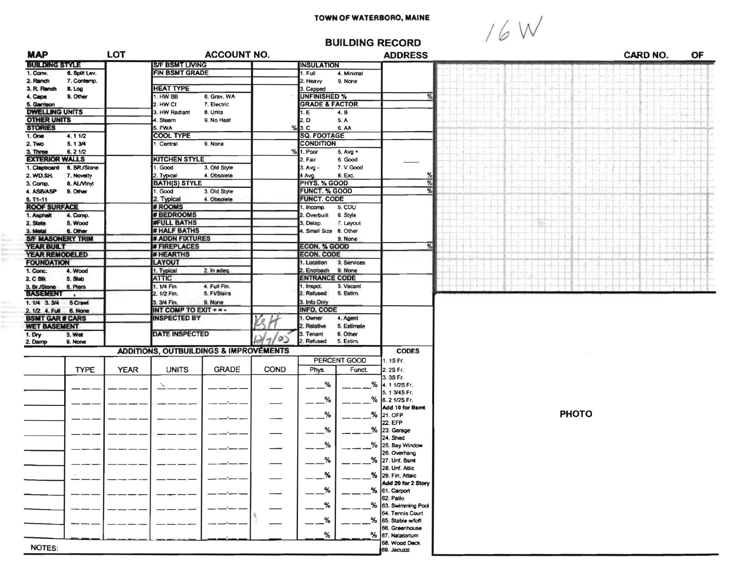TOWN OF WATERBORO, MAINE

16W

## BUILDING RECORD

| MAP | LOT | ACCOUNT NO. | ADDRESS | CARD NO. | OF |
|---|---|---|---|---|---|

**BUILDING STYLE**
1. Conv. 6. Split Lev.
2. Ranch 7. Contemp.
3. R. Ranch 8. Log
4. Cape 9. Other
5. Garrison

**DWELLING UNITS**

**OTHER UNITS**

**STORIES**
1. One 4. 1 1/2
2. Two 5. 1 3/4
3. Three 6. 2 1/2

**EXTERIOR WALLS**
1. Clapboard 6. BR./Stone
2. WD.SH. 7. Novelty
3. Comp. 8. AL/Vinyl
4. ASB/ASP 9. Other
5. T1-11

**ROOF SURFACE**
1. Asphalt 4. Comp.
2. Slate 5. Wood
3. Metal 6. Other

**S/F MASONERY TRIM**

**YEAR BUILT**

**YEAR REMODELED**

**FOUNDATION**
1. Conc. 4. Wood
2. C Blk 5. Slab
3. Br./Stone 6. Piers

**BASEMENT**
1. 1/4 3. 3/4 5 Crawl
2. 1/2 4. Full 6. None

**BSMT GAR # CARS**

**WET BASEMENT**
1. Dry 3. Wet
2. Damp 9. None

**S/F BSMT LIVING**

**FIN BSMT GRADE**

**HEAT TYPE**
1. HW BB 6. Grav. WA
2. HW CI 7. Electric
3. HW Radiant 8. Units
4. Steam 9. No Heat
5. FWA

%

**COOL TYPE**
1. Central 9. None

%

**KITCHEN STYLE**
1. Good 3. Old Style
2. Typical 4. Obsolete

**BATH(S) STYLE**
1. Good 3. Old Style
2. Typical 4. Obsolete

**# ROOMS**

**# BEDROOMS**

**#FULL BATHS**

**# HALF BATHS**

**# ADDN FIXTURES**

**# FIREPLACES**

**# HEARTHS**

**LAYOUT**
1. Typical 2. In adeq.

**ATTIC**
1. 1/4 Fin 4. Full Fin.
2. 1/2 Fin. 5. Fl/Stairs
3. 3/4 Fin. 9. None

**INT COMP TO EXIT + = -**

**INSPECTED BY** KSH

**DATE INSPECTED** 12/7/05

**INSULATION**
1. Full 4. Minimal
2. Heavy 9. None
3. Capped

**UNFINISHED %** %

**GRADE & FACTOR**
1. E 4. B
2. D 5. A
3. C 6. AA

**SQ. FOOTAGE**

**CONDITION**
1. Poor 5. Avg +
2. Fair 6. Good
3. Avg - 7. V Good
4 Avg. 8. Exc.

%

**PHYS. % GOOD** %

**FUNCT. % GOOD** %

**FUNCT. CODE**
1. Incomp. 5. CDU
2. Overbuilt 6. Style
3. Delap. 7. Layout
4. Small Size 8. Other
9. None

**ECON. % GOOD** %

**ECON. CODE**
1. Location 3. Services
2. Encroach 9. None

**ENTRANCE CODE**
1. Inspct. 3. Vacant
2. Refused 5. Estim.
3. Info Only

**INFO. CODE**
1. Owner 4. Agent
2. Relative 5. Estimate
3. Tenant 6. Other
2. Refused 5. Estim.

### ADDITIONS, OUTBUILDINGS & IMPROVEMENTS

| | TYPE | YEAR | UNITS | GRADE | COND | PERCENT GOOD Phys. | PERCENT GOOD Funct. |
|---|---|---|---|---|---|---|---|
| | | | | | | % | % |
| | | | | | | % | % |
| | | | | | | % | % |
| | | | | | | % | % |
| | | | | | | % | % |
| | | | | | | % | % |
| | | | | | | % | % |
| | | | | | | % | % |
| | | | | | | % | % |
| | | | | | | % | % |
| | | | | | | % | % |

**CODES**
1. 1S Fr.
2. 2S Fr.
3. 3S Fr.
4. 1 1/2S Fr.
5. 1 3/4S Fr.
6. 2 1/2S Fr.
Add 10 for Bsmt
21. OFP
22. EFP
23. Garage
24. Shed
25. Bay Window
26. Overhang
27. Unf. Bsmt
28. Unf. Attic
29. Fin. Attaic
Add 20 for 2 Story
61. Carport
62. Patio
63. Swimming Pool
64. Tennis Court
65. Stable w/loft
66. Greenhouse
67. Natatorium
68. Wood Deck
69. Jacuzzi

NOTES:

PHOTO